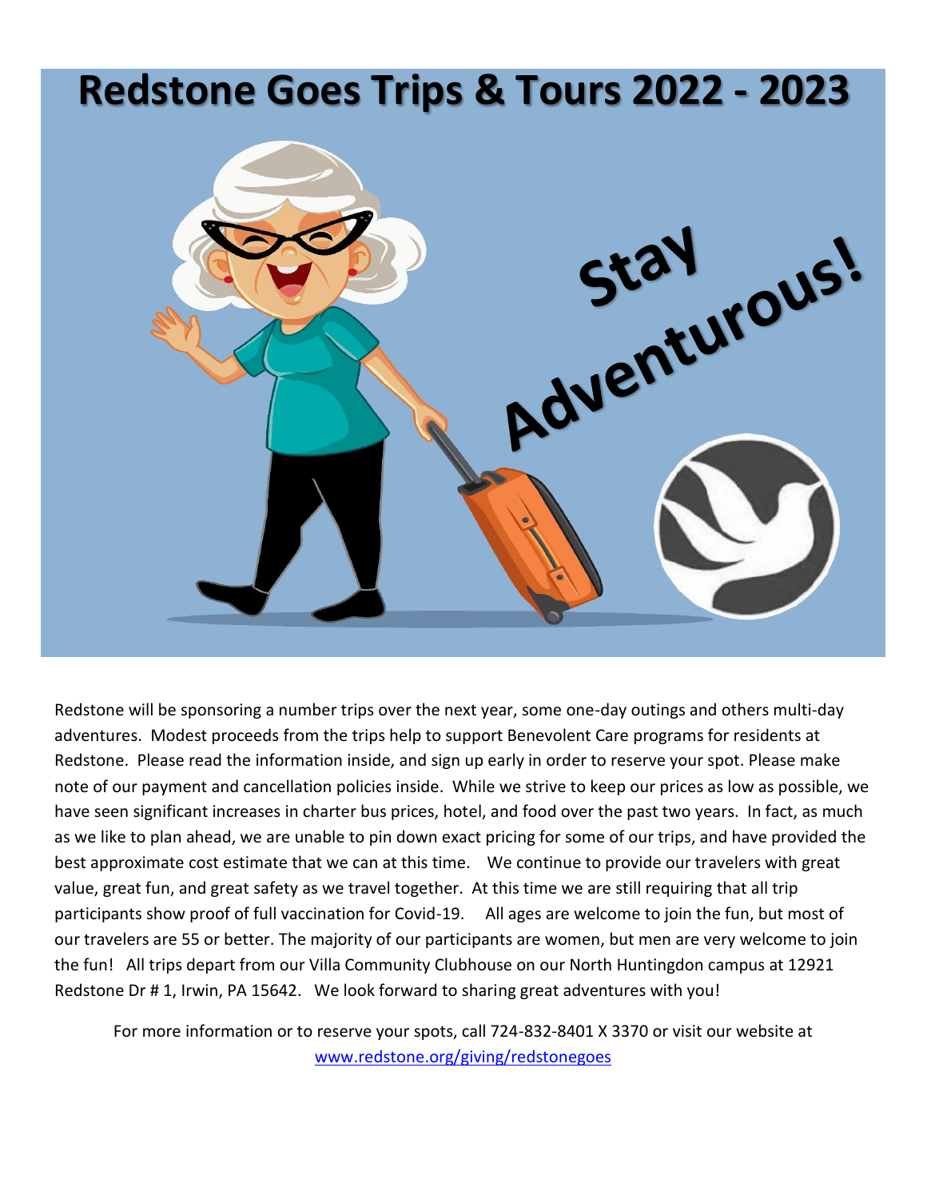# Redstone Goes Trips & Tours 2022 - 2023

Stay Adventurous!

Redstone will be sponsoring a number trips over the next year, some one-day outings and others multi-day adventures. Modest proceeds from the trips help to support Benevolent Care programs for residents at Redstone. Please read the information inside, and sign up early in order to reserve your spot. Please make note of our payment and cancellation policies inside. While we strive to keep our prices as low as possible, we have seen significant increases in charter bus prices, hotel, and food over the past two years. In fact, as much as we like to plan ahead, we are unable to pin down exact pricing for some of our trips, and have provided the best approximate cost estimate that we can at this time. We continue to provide our travelers with great value, great fun, and great safety as we travel together. At this time we are still requiring that all trip participants show proof of full vaccination for Covid-19. All ages are welcome to join the fun, but most of our travelers are 55 or better. The majority of our participants are women, but men are very welcome to join the fun! All trips depart from our Villa Community Clubhouse on our North Huntingdon campus at 12921 Redstone Dr # 1, Irwin, PA 15642. We look forward to sharing great adventures with you!

For more information or to reserve your spots, call 724-832-8401 X 3370 or visit our website at [www.redstone.org/giving/redstonegoes](http://www.redstone.org/giving/redstonegoes)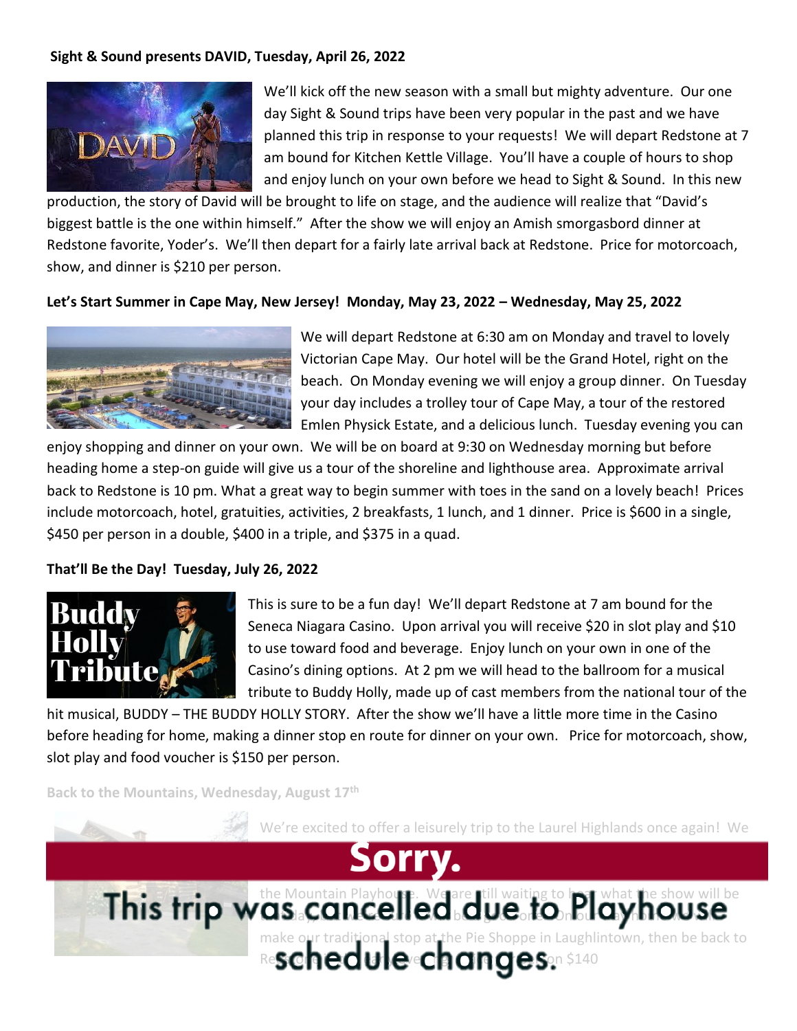**Sight & Sound presents DAVID, Tuesday, April 26, 2022**

We'll kick off the new season with a small but mighty adventure. Our one day Sight & Sound trips have been very popular in the past and we have planned this trip in response to your requests! We will depart Redstone at 7 am bound for Kitchen Kettle Village. You'll have a couple of hours to shop and enjoy lunch on your own before we head to Sight & Sound. In this new production, the story of David will be brought to life on stage, and the audience will realize that "David's biggest battle is the one within himself." After the show we will enjoy an Amish smorgasbord dinner at Redstone favorite, Yoder's. We'll then depart for a fairly late arrival back at Redstone. Price for motorcoach, show, and dinner is $210 per person.

**Let's Start Summer in Cape May, New Jersey! Monday, May 23, 2022 – Wednesday, May 25, 2022**

We will depart Redstone at 6:30 am on Monday and travel to lovely Victorian Cape May. Our hotel will be the Grand Hotel, right on the beach. On Monday evening we will enjoy a group dinner. On Tuesday your day includes a trolley tour of Cape May, a tour of the restored Emlen Physick Estate, and a delicious lunch. Tuesday evening you can enjoy shopping and dinner on your own. We will be on board at 9:30 on Wednesday morning but before heading home a step-on guide will give us a tour of the shoreline and lighthouse area. Approximate arrival back to Redstone is 10 pm. What a great way to begin summer with toes in the sand on a lovely beach! Prices include motorcoach, hotel, gratuities, activities, 2 breakfasts, 1 lunch, and 1 dinner. Price is $600 in a single, $450 per person in a double, $400 in a triple, and $375 in a quad.

**That'll Be the Day! Tuesday, July 26, 2022**

This is sure to be a fun day! We'll depart Redstone at 7 am bound for the Seneca Niagara Casino. Upon arrival you will receive $20 in slot play and $10 to use toward food and beverage. Enjoy lunch on your own in one of the Casino's dining options. At 2 pm we will head to the ballroom for a musical tribute to Buddy Holly, made up of cast members from the national tour of the hit musical, BUDDY – THE BUDDY HOLLY STORY. After the show we'll have a little more time in the Casino before heading for home, making a dinner stop en route for dinner on your own. Price for motorcoach, show, slot play and food voucher is $150 per person.

**Back to the Mountains, Wednesday, August 17th**

We're excited to offer a leisurely trip to the Laurel Highlands once again! We ... the Mountain Playhouse. We are still waiting to hear what the show will be ... make our traditional stop at the Pie Shoppe in Laughlintown, then be back to Re... $140

**Sorry.**

**This trip was cancelled due to Playhouse schedule changes.**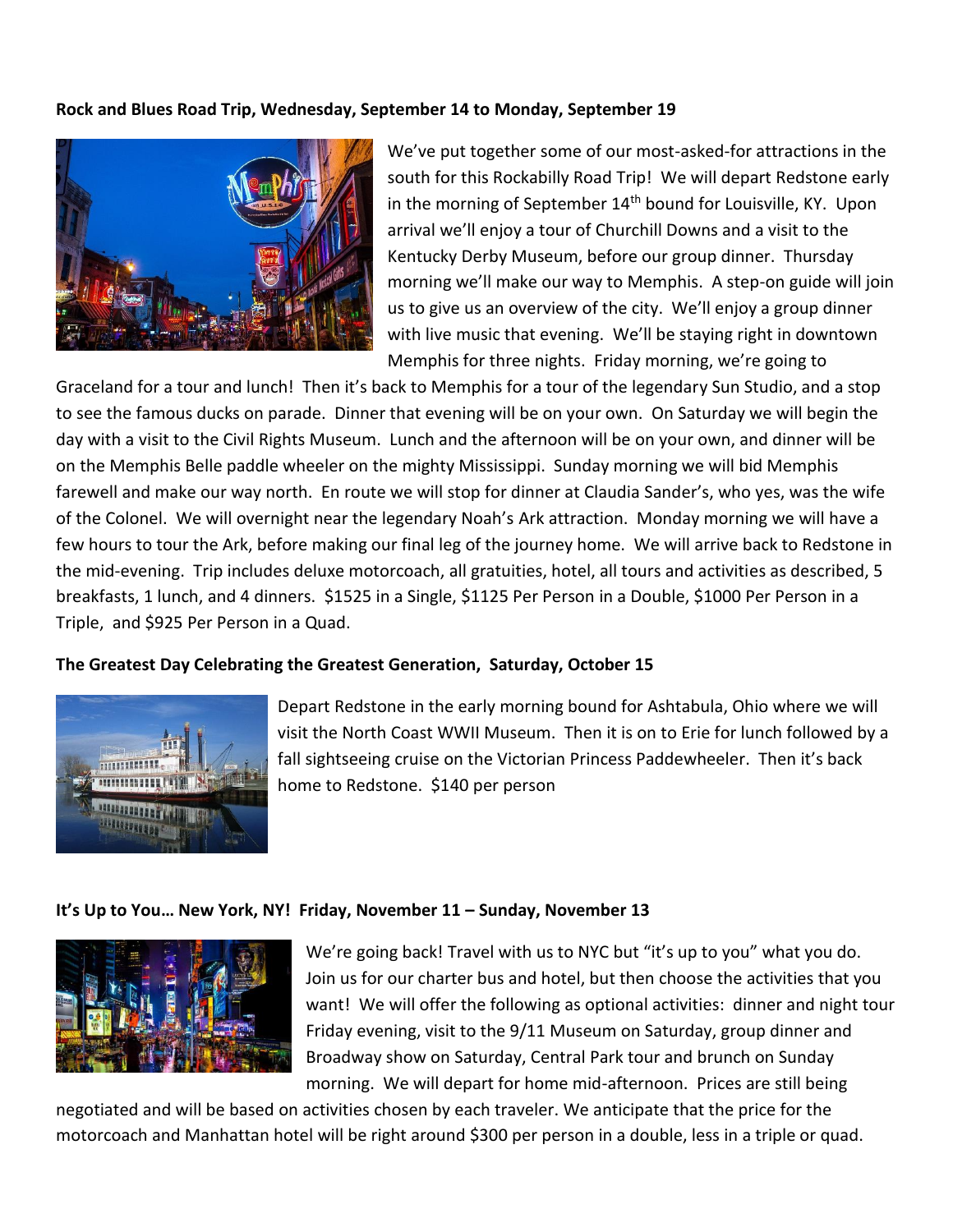**Rock and Blues Road Trip, Wednesday, September 14 to Monday, September 19**

We've put together some of our most-asked-for attractions in the south for this Rockabilly Road Trip! We will depart Redstone early in the morning of September 14th bound for Louisville, KY. Upon arrival we'll enjoy a tour of Churchill Downs and a visit to the Kentucky Derby Museum, before our group dinner. Thursday morning we'll make our way to Memphis. A step-on guide will join us to give us an overview of the city. We'll enjoy a group dinner with live music that evening. We'll be staying right in downtown Memphis for three nights. Friday morning, we're going to Graceland for a tour and lunch! Then it's back to Memphis for a tour of the legendary Sun Studio, and a stop to see the famous ducks on parade. Dinner that evening will be on your own. On Saturday we will begin the day with a visit to the Civil Rights Museum. Lunch and the afternoon will be on your own, and dinner will be on the Memphis Belle paddle wheeler on the mighty Mississippi. Sunday morning we will bid Memphis farewell and make our way north. En route we will stop for dinner at Claudia Sander's, who yes, was the wife of the Colonel. We will overnight near the legendary Noah's Ark attraction. Monday morning we will have a few hours to tour the Ark, before making our final leg of the journey home. We will arrive back to Redstone in the mid-evening. Trip includes deluxe motorcoach, all gratuities, hotel, all tours and activities as described, 5 breakfasts, 1 lunch, and 4 dinners. $1525 in a Single, $1125 Per Person in a Double, $1000 Per Person in a Triple, and $925 Per Person in a Quad.

**The Greatest Day Celebrating the Greatest Generation, Saturday, October 15**

Depart Redstone in the early morning bound for Ashtabula, Ohio where we will visit the North Coast WWII Museum. Then it is on to Erie for lunch followed by a fall sightseeing cruise on the Victorian Princess Paddewheeler. Then it's back home to Redstone. $140 per person

**It's Up to You… New York, NY! Friday, November 11 – Sunday, November 13**

We're going back! Travel with us to NYC but "it's up to you" what you do. Join us for our charter bus and hotel, but then choose the activities that you want! We will offer the following as optional activities: dinner and night tour Friday evening, visit to the 9/11 Museum on Saturday, group dinner and Broadway show on Saturday, Central Park tour and brunch on Sunday morning. We will depart for home mid-afternoon. Prices are still being negotiated and will be based on activities chosen by each traveler. We anticipate that the price for the motorcoach and Manhattan hotel will be right around $300 per person in a double, less in a triple or quad.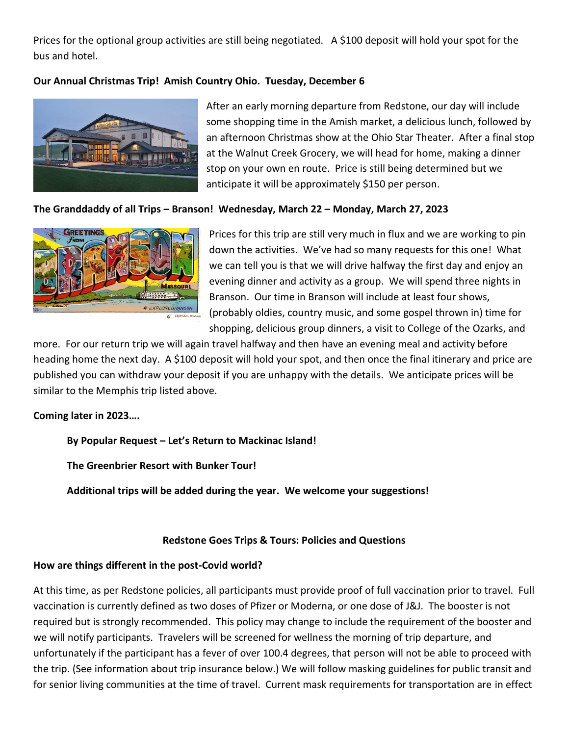Prices for the optional group activities are still being negotiated. A $100 deposit will hold your spot for the bus and hotel.

**Our Annual Christmas Trip! Amish Country Ohio. Tuesday, December 6**

After an early morning departure from Redstone, our day will include some shopping time in the Amish market, a delicious lunch, followed by an afternoon Christmas show at the Ohio Star Theater. After a final stop at the Walnut Creek Grocery, we will head for home, making a dinner stop on your own en route. Price is still being determined but we anticipate it will be approximately $150 per person.

**The Granddaddy of all Trips – Branson! Wednesday, March 22 – Monday, March 27, 2023**

Prices for this trip are still very much in flux and we are working to pin down the activities. We've had so many requests for this one! What we can tell you is that we will drive halfway the first day and enjoy an evening dinner and activity as a group. We will spend three nights in Branson. Our time in Branson will include at least four shows, (probably oldies, country music, and some gospel thrown in) time for shopping, delicious group dinners, a visit to College of the Ozarks, and more. For our return trip we will again travel halfway and then have an evening meal and activity before heading home the next day. A $100 deposit will hold your spot, and then once the final itinerary and price are published you can withdraw your deposit if you are unhappy with the details. We anticipate prices will be similar to the Memphis trip listed above.

**Coming later in 2023….**

**By Popular Request – Let's Return to Mackinac Island!**

**The Greenbrier Resort with Bunker Tour!**

**Additional trips will be added during the year. We welcome your suggestions!**

## Redstone Goes Trips & Tours: Policies and Questions

**How are things different in the post-Covid world?**

At this time, as per Redstone policies, all participants must provide proof of full vaccination prior to travel. Full vaccination is currently defined as two doses of Pfizer or Moderna, or one dose of J&J. The booster is not required but is strongly recommended. This policy may change to include the requirement of the booster and we will notify participants. Travelers will be screened for wellness the morning of trip departure, and unfortunately if the participant has a fever of over 100.4 degrees, that person will not be able to proceed with the trip. (See information about trip insurance below.) We will follow masking guidelines for public transit and for senior living communities at the time of travel. Current mask requirements for transportation are in effect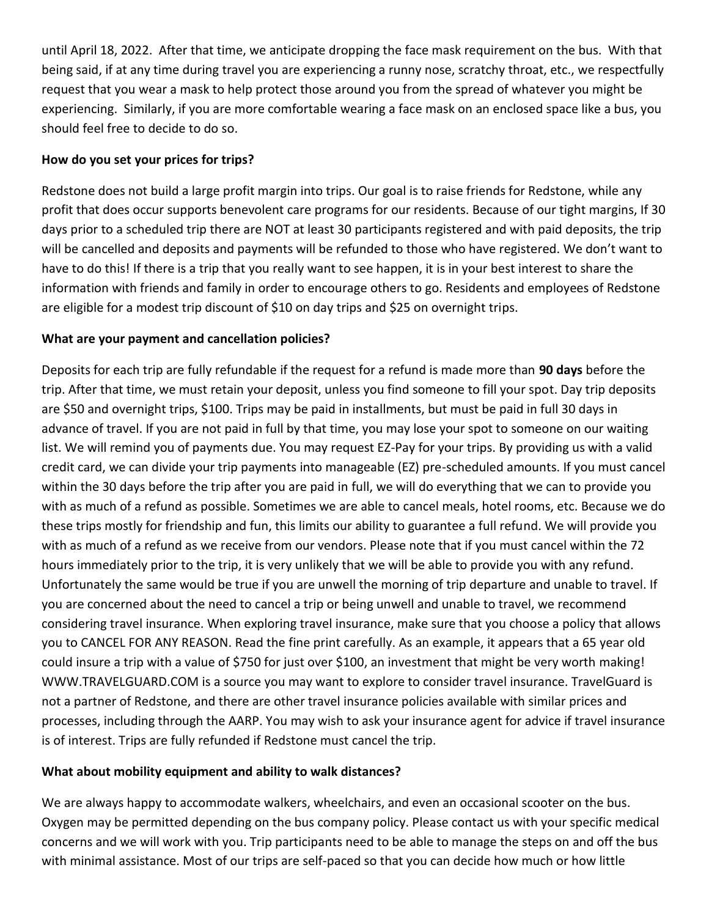until April 18, 2022. After that time, we anticipate dropping the face mask requirement on the bus. With that being said, if at any time during travel you are experiencing a runny nose, scratchy throat, etc., we respectfully request that you wear a mask to help protect those around you from the spread of whatever you might be experiencing. Similarly, if you are more comfortable wearing a face mask on an enclosed space like a bus, you should feel free to decide to do so.

**How do you set your prices for trips?**

Redstone does not build a large profit margin into trips. Our goal is to raise friends for Redstone, while any profit that does occur supports benevolent care programs for our residents. Because of our tight margins, If 30 days prior to a scheduled trip there are NOT at least 30 participants registered and with paid deposits, the trip will be cancelled and deposits and payments will be refunded to those who have registered. We don't want to have to do this! If there is a trip that you really want to see happen, it is in your best interest to share the information with friends and family in order to encourage others to go. Residents and employees of Redstone are eligible for a modest trip discount of $10 on day trips and $25 on overnight trips.

**What are your payment and cancellation policies?**

Deposits for each trip are fully refundable if the request for a refund is made more than **90 days** before the trip. After that time, we must retain your deposit, unless you find someone to fill your spot. Day trip deposits are $50 and overnight trips, $100. Trips may be paid in installments, but must be paid in full 30 days in advance of travel. If you are not paid in full by that time, you may lose your spot to someone on our waiting list. We will remind you of payments due. You may request EZ-Pay for your trips. By providing us with a valid credit card, we can divide your trip payments into manageable (EZ) pre-scheduled amounts. If you must cancel within the 30 days before the trip after you are paid in full, we will do everything that we can to provide you with as much of a refund as possible. Sometimes we are able to cancel meals, hotel rooms, etc. Because we do these trips mostly for friendship and fun, this limits our ability to guarantee a full refund. We will provide you with as much of a refund as we receive from our vendors. Please note that if you must cancel within the 72 hours immediately prior to the trip, it is very unlikely that we will be able to provide you with any refund. Unfortunately the same would be true if you are unwell the morning of trip departure and unable to travel. If you are concerned about the need to cancel a trip or being unwell and unable to travel, we recommend considering travel insurance. When exploring travel insurance, make sure that you choose a policy that allows you to CANCEL FOR ANY REASON. Read the fine print carefully. As an example, it appears that a 65 year old could insure a trip with a value of $750 for just over $100, an investment that might be very worth making! WWW.TRAVELGUARD.COM is a source you may want to explore to consider travel insurance. TravelGuard is not a partner of Redstone, and there are other travel insurance policies available with similar prices and processes, including through the AARP. You may wish to ask your insurance agent for advice if travel insurance is of interest. Trips are fully refunded if Redstone must cancel the trip.

**What about mobility equipment and ability to walk distances?**

We are always happy to accommodate walkers, wheelchairs, and even an occasional scooter on the bus. Oxygen may be permitted depending on the bus company policy. Please contact us with your specific medical concerns and we will work with you. Trip participants need to be able to manage the steps on and off the bus with minimal assistance. Most of our trips are self-paced so that you can decide how much or how little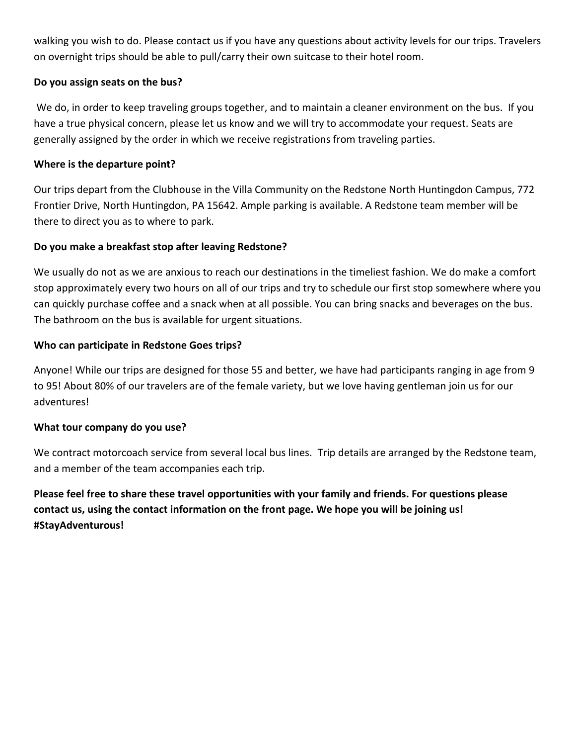walking you wish to do. Please contact us if you have any questions about activity levels for our trips. Travelers on overnight trips should be able to pull/carry their own suitcase to their hotel room.

**Do you assign seats on the bus?**

We do, in order to keep traveling groups together, and to maintain a cleaner environment on the bus. If you have a true physical concern, please let us know and we will try to accommodate your request. Seats are generally assigned by the order in which we receive registrations from traveling parties.

**Where is the departure point?**

Our trips depart from the Clubhouse in the Villa Community on the Redstone North Huntingdon Campus, 772 Frontier Drive, North Huntingdon, PA 15642. Ample parking is available. A Redstone team member will be there to direct you as to where to park.

**Do you make a breakfast stop after leaving Redstone?**

We usually do not as we are anxious to reach our destinations in the timeliest fashion. We do make a comfort stop approximately every two hours on all of our trips and try to schedule our first stop somewhere where you can quickly purchase coffee and a snack when at all possible. You can bring snacks and beverages on the bus. The bathroom on the bus is available for urgent situations.

**Who can participate in Redstone Goes trips?**

Anyone! While our trips are designed for those 55 and better, we have had participants ranging in age from 9 to 95! About 80% of our travelers are of the female variety, but we love having gentleman join us for our adventures!

**What tour company do you use?**

We contract motorcoach service from several local bus lines. Trip details are arranged by the Redstone team, and a member of the team accompanies each trip.

**Please feel free to share these travel opportunities with your family and friends. For questions please contact us, using the contact information on the front page. We hope you will be joining us! #StayAdventurous!**